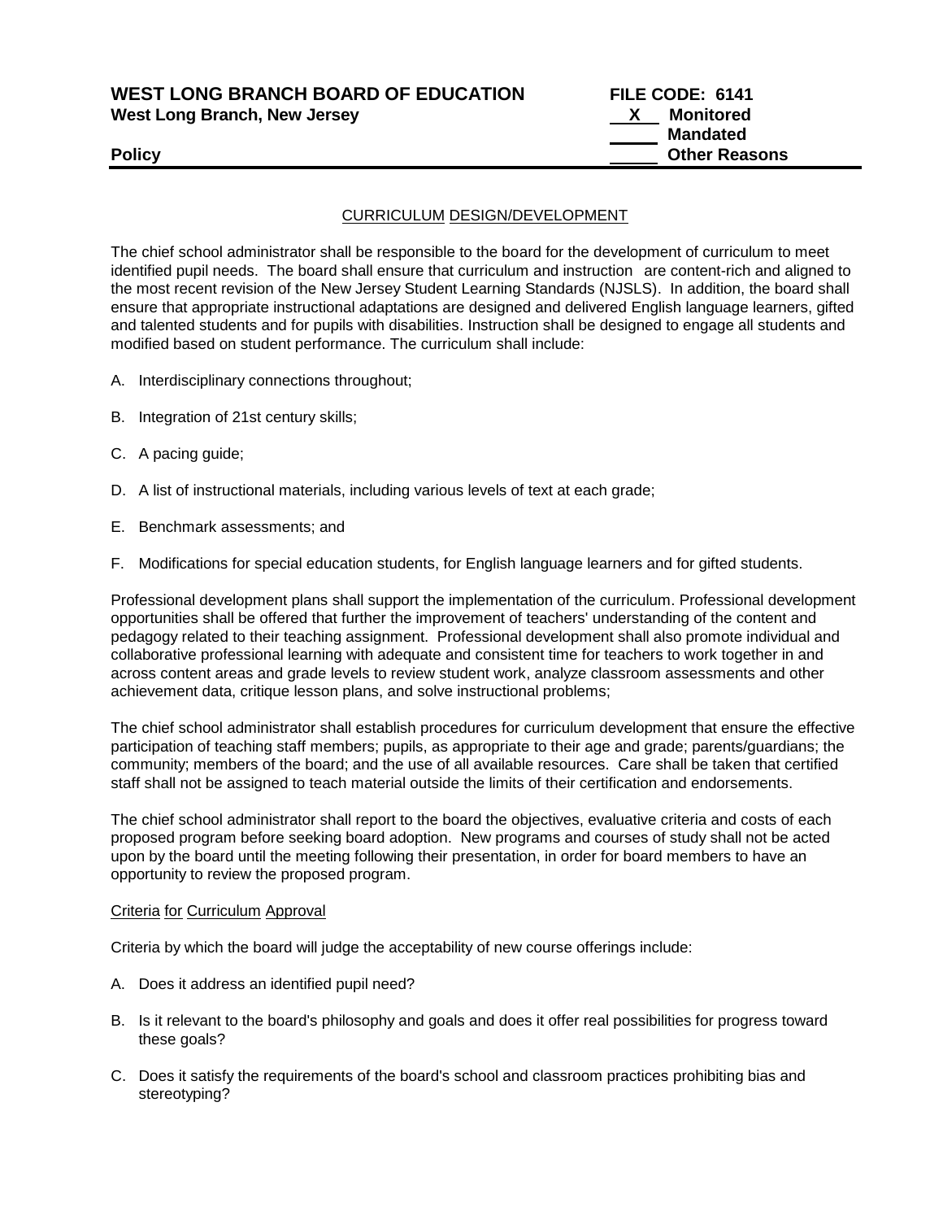**WEST LONG BRANCH BOARD OF EDUCATION**
**West Long Branch, New Jersey**

**FILE CODE: 6141**
**X Monitored**
**Mandated**
**Other Reasons**

**Policy**

## CURRICULUM DESIGN/DEVELOPMENT

The chief school administrator shall be responsible to the board for the development of curriculum to meet identified pupil needs. The board shall ensure that curriculum and instruction are content-rich and aligned to the most recent revision of the New Jersey Student Learning Standards (NJSLS). In addition, the board shall ensure that appropriate instructional adaptations are designed and delivered English language learners, gifted and talented students and for pupils with disabilities. Instruction shall be designed to engage all students and modified based on student performance. The curriculum shall include:

A. Interdisciplinary connections throughout;

B. Integration of 21st century skills;

C. A pacing guide;

D. A list of instructional materials, including various levels of text at each grade;

E. Benchmark assessments; and

F. Modifications for special education students, for English language learners and for gifted students.

Professional development plans shall support the implementation of the curriculum. Professional development opportunities shall be offered that further the improvement of teachers' understanding of the content and pedagogy related to their teaching assignment. Professional development shall also promote individual and collaborative professional learning with adequate and consistent time for teachers to work together in and across content areas and grade levels to review student work, analyze classroom assessments and other achievement data, critique lesson plans, and solve instructional problems;

The chief school administrator shall establish procedures for curriculum development that ensure the effective participation of teaching staff members; pupils, as appropriate to their age and grade; parents/guardians; the community; members of the board; and the use of all available resources. Care shall be taken that certified staff shall not be assigned to teach material outside the limits of their certification and endorsements.

The chief school administrator shall report to the board the objectives, evaluative criteria and costs of each proposed program before seeking board adoption. New programs and courses of study shall not be acted upon by the board until the meeting following their presentation, in order for board members to have an opportunity to review the proposed program.

### Criteria for Curriculum Approval

Criteria by which the board will judge the acceptability of new course offerings include:

A. Does it address an identified pupil need?

B. Is it relevant to the board's philosophy and goals and does it offer real possibilities for progress toward these goals?

C. Does it satisfy the requirements of the board's school and classroom practices prohibiting bias and stereotyping?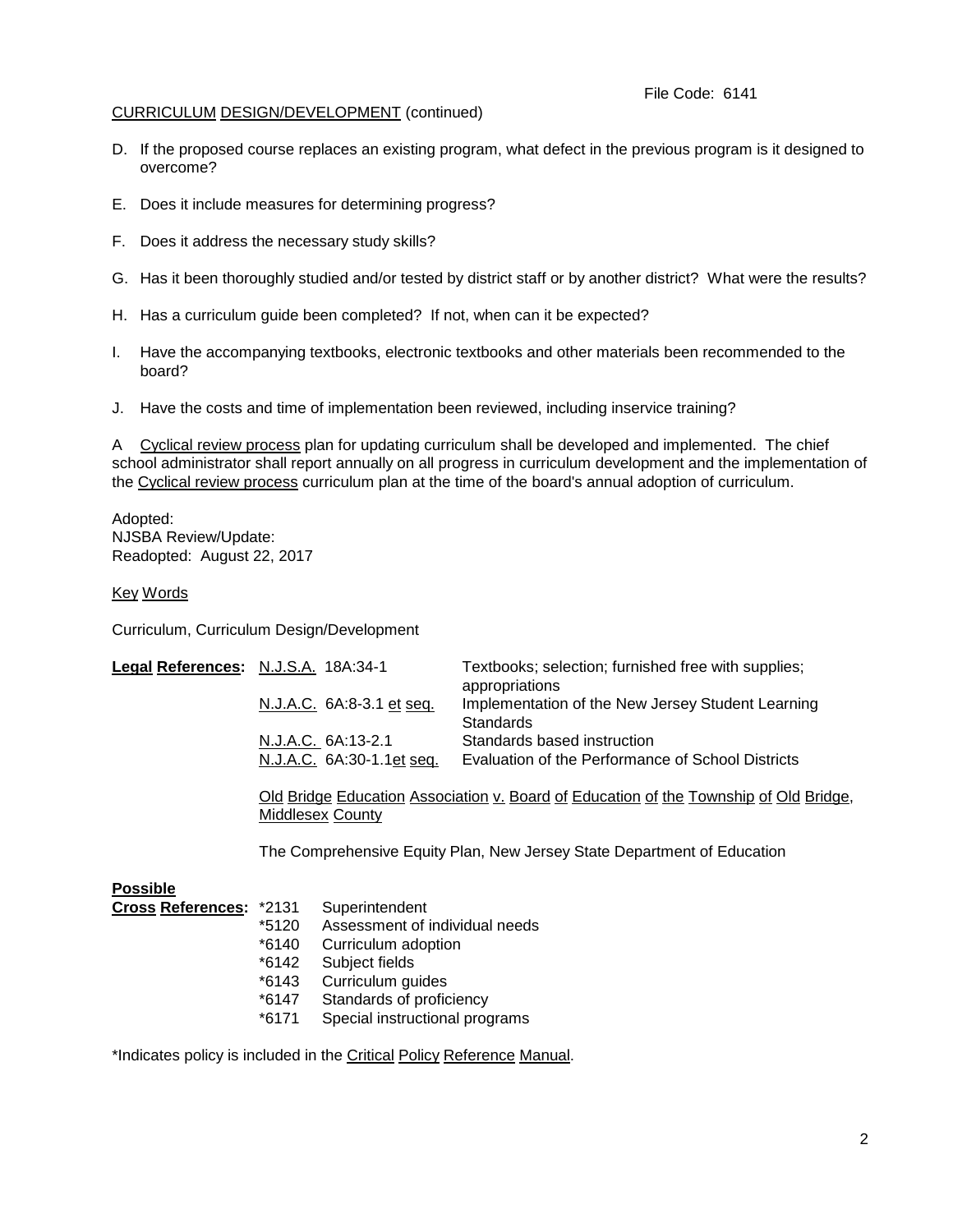File Code: 6141

CURRICULUM DESIGN/DEVELOPMENT (continued)

D. If the proposed course replaces an existing program, what defect in the previous program is it designed to overcome?

E. Does it include measures for determining progress?

F. Does it address the necessary study skills?

G. Has it been thoroughly studied and/or tested by district staff or by another district? What were the results?

H. Has a curriculum guide been completed? If not, when can it be expected?

I. Have the accompanying textbooks, electronic textbooks and other materials been recommended to the board?

J. Have the costs and time of implementation been reviewed, including inservice training?

A Cyclical review process plan for updating curriculum shall be developed and implemented. The chief school administrator shall report annually on all progress in curriculum development and the implementation of the Cyclical review process curriculum plan at the time of the board's annual adoption of curriculum.

Adopted:
NJSBA Review/Update:
Readopted: August 22, 2017

Key Words

Curriculum, Curriculum Design/Development

| | | |
|---|---|---|
| **Legal References:** | N.J.S.A. 18A:34-1 | Textbooks; selection; furnished free with supplies; appropriations |
| | N.J.A.C. 6A:8-3.1 et seq. | Implementation of the New Jersey Student Learning Standards |
| | N.J.A.C. 6A:13-2.1 | Standards based instruction |
| | N.J.A.C. 6A:30-1.1et seq. | Evaluation of the Performance of School Districts |

Old Bridge Education Association v. Board of Education of the Township of Old Bridge, Middlesex County

The Comprehensive Equity Plan, New Jersey State Department of Education

| | | |
|---|---|---|
| **Possible Cross References:** | *2131 | Superintendent |
| | *5120 | Assessment of individual needs |
| | *6140 | Curriculum adoption |
| | *6142 | Subject fields |
| | *6143 | Curriculum guides |
| | *6147 | Standards of proficiency |
| | *6171 | Special instructional programs |

*Indicates policy is included in the Critical Policy Reference Manual.